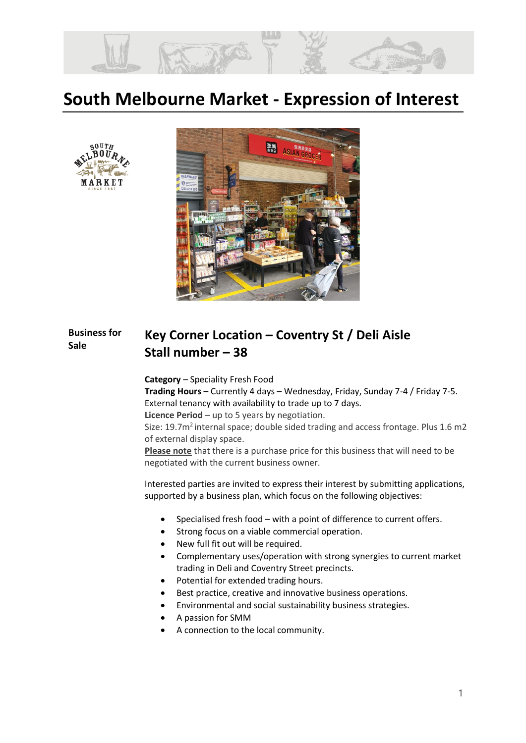# South Melbourne Market - Expression of Interest

**Business for Sale**

## Key Corner Location – Coventry St / Deli Aisle
## Stall number – 38

**Category** – Speciality Fresh Food
**Trading Hours** – Currently 4 days – Wednesday, Friday, Sunday 7-4 / Friday 7-5. External tenancy with availability to trade up to 7 days.
**Licence Period** – up to 5 years by negotiation.
Size: 19.7m$^2$ internal space; double sided trading and access frontage. Plus 1.6 m2 of external display space.
**Please note** that there is a purchase price for this business that will need to be negotiated with the current business owner.

Interested parties are invited to express their interest by submitting applications, supported by a business plan, which focus on the following objectives:

- Specialised fresh food – with a point of difference to current offers.
- Strong focus on a viable commercial operation.
- New full fit out will be required.
- Complementary uses/operation with strong synergies to current market trading in Deli and Coventry Street precincts.
- Potential for extended trading hours.
- Best practice, creative and innovative business operations.
- Environmental and social sustainability business strategies.
- A passion for SMM
- A connection to the local community.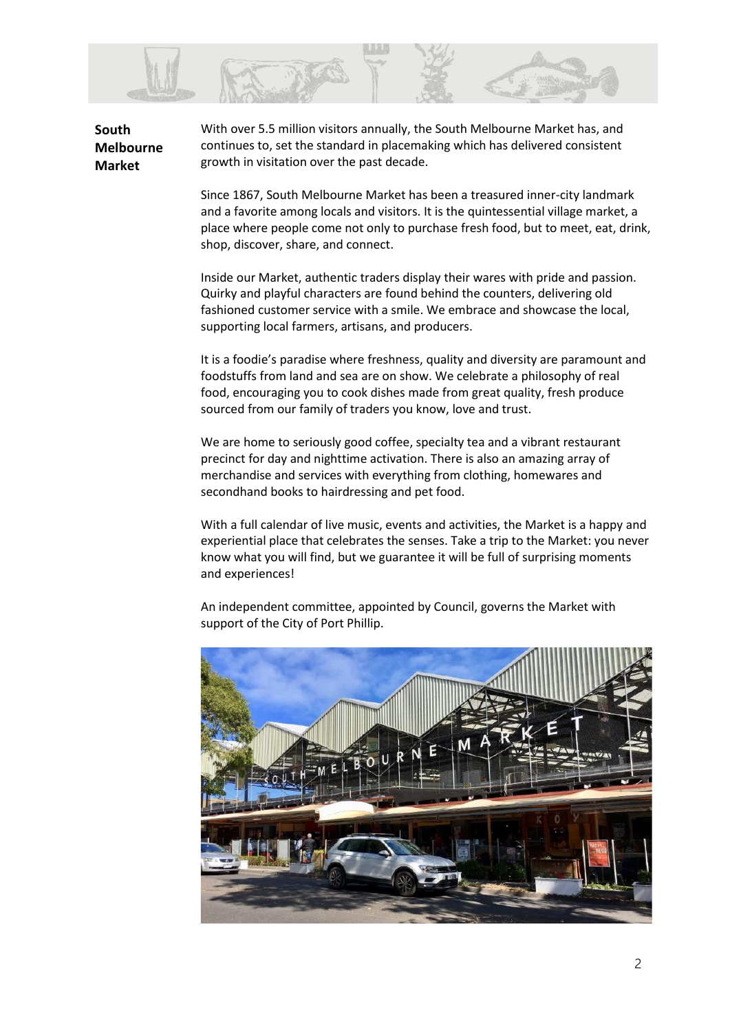## South Melbourne Market

With over 5.5 million visitors annually, the South Melbourne Market has, and continues to, set the standard in placemaking which has delivered consistent growth in visitation over the past decade.

Since 1867, South Melbourne Market has been a treasured inner-city landmark and a favorite among locals and visitors. It is the quintessential village market, a place where people come not only to purchase fresh food, but to meet, eat, drink, shop, discover, share, and connect.

Inside our Market, authentic traders display their wares with pride and passion. Quirky and playful characters are found behind the counters, delivering old fashioned customer service with a smile. We embrace and showcase the local, supporting local farmers, artisans, and producers.

It is a foodie's paradise where freshness, quality and diversity are paramount and foodstuffs from land and sea are on show. We celebrate a philosophy of real food, encouraging you to cook dishes made from great quality, fresh produce sourced from our family of traders you know, love and trust.

We are home to seriously good coffee, specialty tea and a vibrant restaurant precinct for day and nighttime activation. There is also an amazing array of merchandise and services with everything from clothing, homewares and secondhand books to hairdressing and pet food.

With a full calendar of live music, events and activities, the Market is a happy and experiential place that celebrates the senses. Take a trip to the Market: you never know what you will find, but we guarantee it will be full of surprising moments and experiences!

An independent committee, appointed by Council, governs the Market with support of the City of Port Phillip.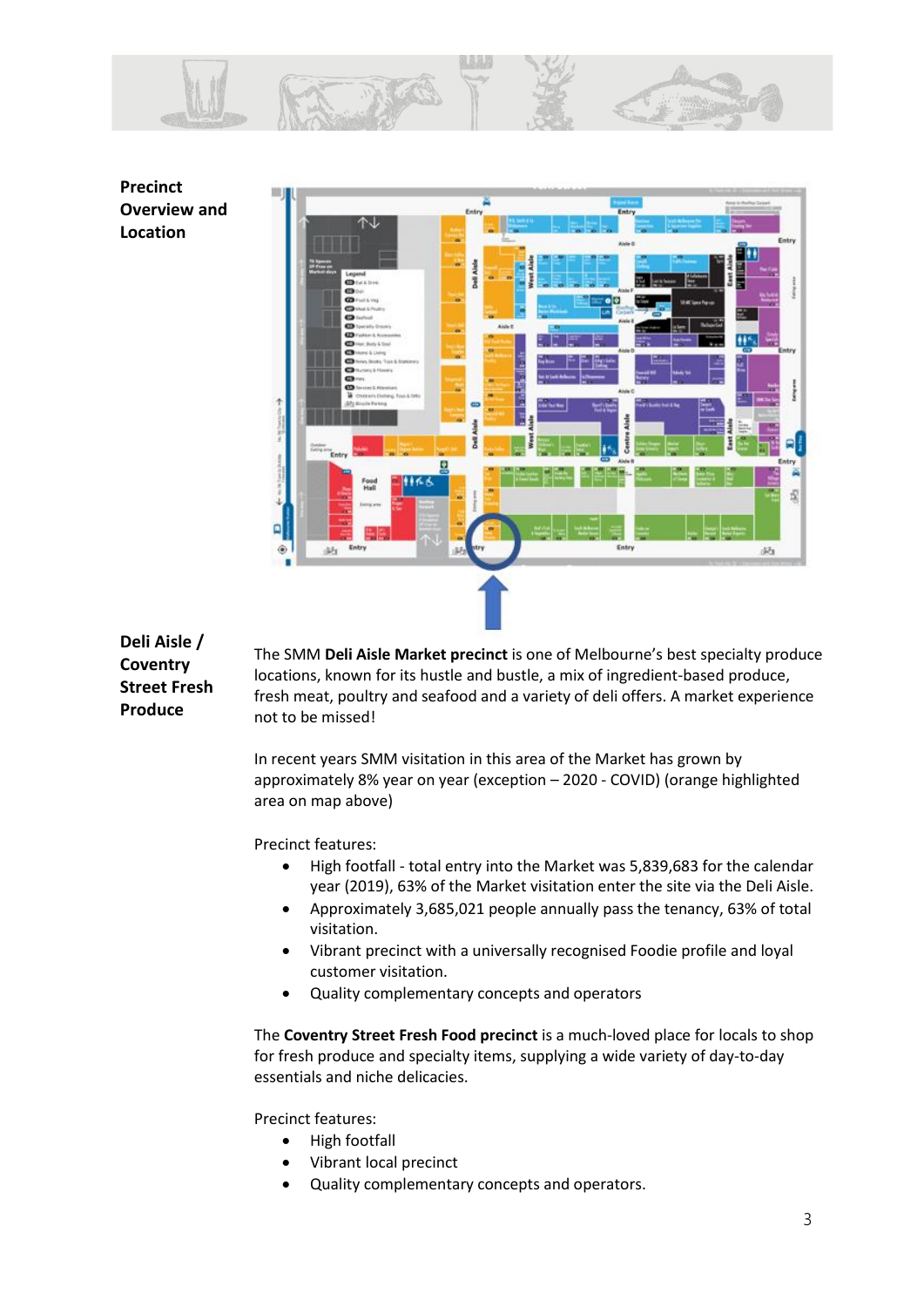## Precinct Overview and Location

## Deli Aisle / Coventry Street Fresh Produce

The SMM **Deli Aisle Market precinct** is one of Melbourne's best specialty produce locations, known for its hustle and bustle, a mix of ingredient-based produce, fresh meat, poultry and seafood and a variety of deli offers. A market experience not to be missed!

In recent years SMM visitation in this area of the Market has grown by approximately 8% year on year (exception – 2020 - COVID) (orange highlighted area on map above)

Precinct features:

- High footfall - total entry into the Market was 5,839,683 for the calendar year (2019), 63% of the Market visitation enter the site via the Deli Aisle.
- Approximately 3,685,021 people annually pass the tenancy, 63% of total visitation.
- Vibrant precinct with a universally recognised Foodie profile and loyal customer visitation.
- Quality complementary concepts and operators

The **Coventry Street Fresh Food precinct** is a much-loved place for locals to shop for fresh produce and specialty items, supplying a wide variety of day-to-day essentials and niche delicacies.

Precinct features:

- High footfall
- Vibrant local precinct
- Quality complementary concepts and operators.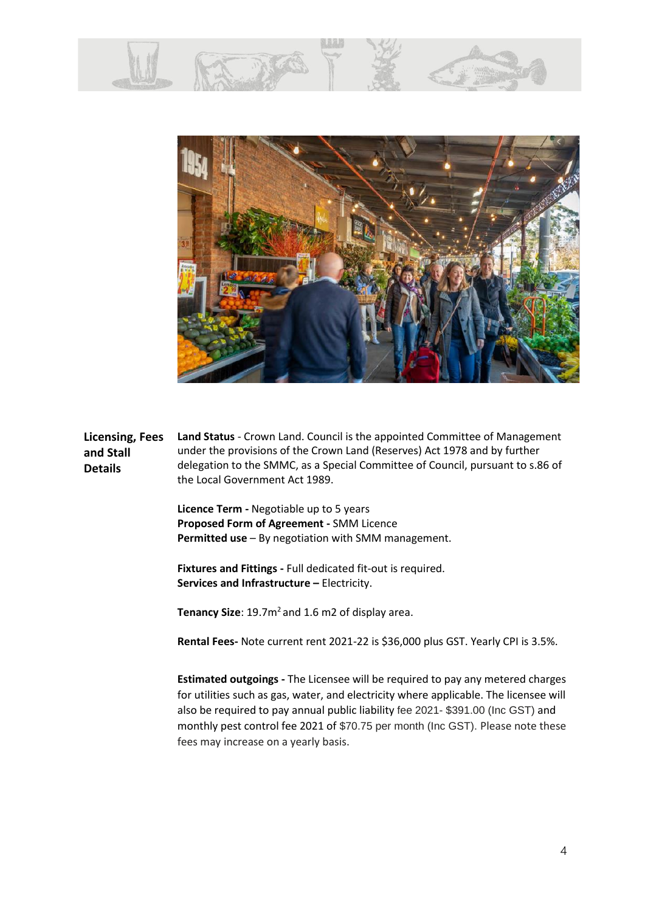## Licensing, Fees and Stall Details

**Land Status** - Crown Land. Council is the appointed Committee of Management under the provisions of the Crown Land (Reserves) Act 1978 and by further delegation to the SMMC, as a Special Committee of Council, pursuant to s.86 of the Local Government Act 1989.

**Licence Term -** Negotiable up to 5 years
**Proposed Form of Agreement -** SMM Licence
**Permitted use** – By negotiation with SMM management.

**Fixtures and Fittings -** Full dedicated fit-out is required.
**Services and Infrastructure –** Electricity.

**Tenancy Size**: 19.7m$^2$ and 1.6 m2 of display area.

**Rental Fees-** Note current rent 2021-22 is $36,000 plus GST. Yearly CPI is 3.5%.

**Estimated outgoings -** The Licensee will be required to pay any metered charges for utilities such as gas, water, and electricity where applicable. The licensee will also be required to pay annual public liability fee 2021- $391.00 (Inc GST) and monthly pest control fee 2021 of $70.75 per month (Inc GST). Please note these fees may increase on a yearly basis.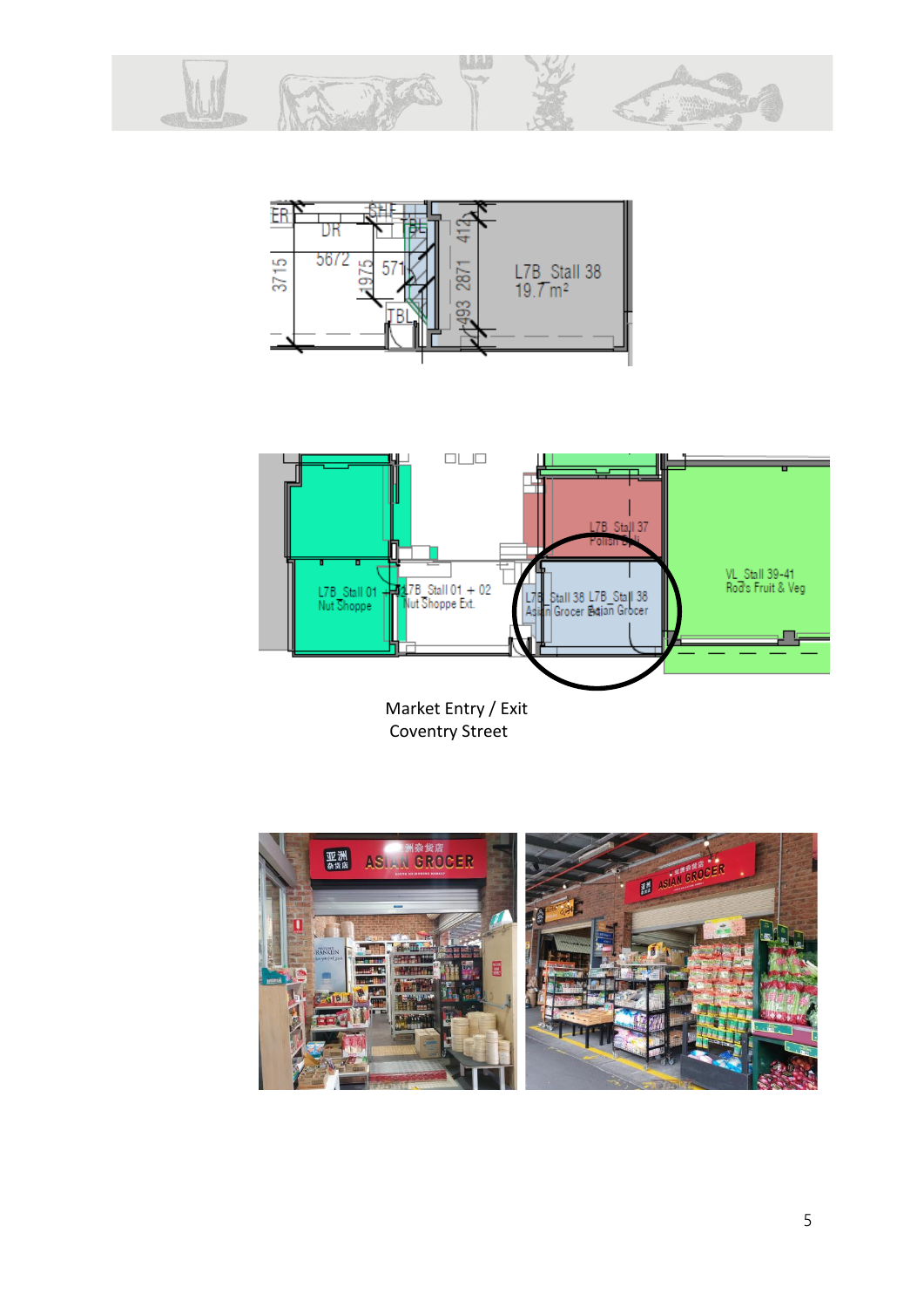Market Entry / Exit
Coventry Street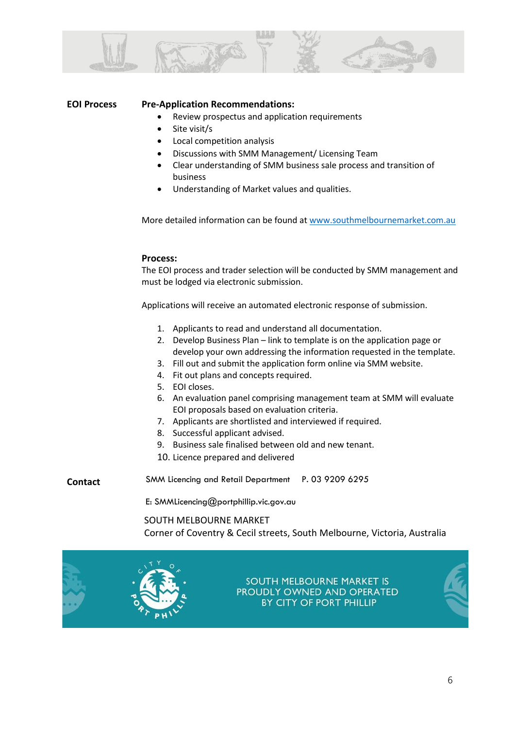**EOI Process**

**Pre-Application Recommendations:**

- Review prospectus and application requirements
- Site visit/s
- Local competition analysis
- Discussions with SMM Management/ Licensing Team
- Clear understanding of SMM business sale process and transition of business
- Understanding of Market values and qualities.

More detailed information can be found at www.southmelbournemarket.com.au

**Process:**

The EOI process and trader selection will be conducted by SMM management and must be lodged via electronic submission.

Applications will receive an automated electronic response of submission.

1. Applicants to read and understand all documentation.
2. Develop Business Plan – link to template is on the application page or develop your own addressing the information requested in the template.
3. Fill out and submit the application form online via SMM website.
4. Fit out plans and concepts required.
5. EOI closes.
6. An evaluation panel comprising management team at SMM will evaluate EOI proposals based on evaluation criteria.
7. Applicants are shortlisted and interviewed if required.
8. Successful applicant advised.
9. Business sale finalised between old and new tenant.
10. Licence prepared and delivered

**Contact**

SMM Licencing and Retail Department P. 03 9209 6295

E: SMMLicencing@portphillip.vic.gov.au

SOUTH MELBOURNE MARKET
Corner of Coventry & Cecil streets, South Melbourne, Victoria, Australia

SOUTH MELBOURNE MARKET IS PROUDLY OWNED AND OPERATED BY CITY OF PORT PHILLIP